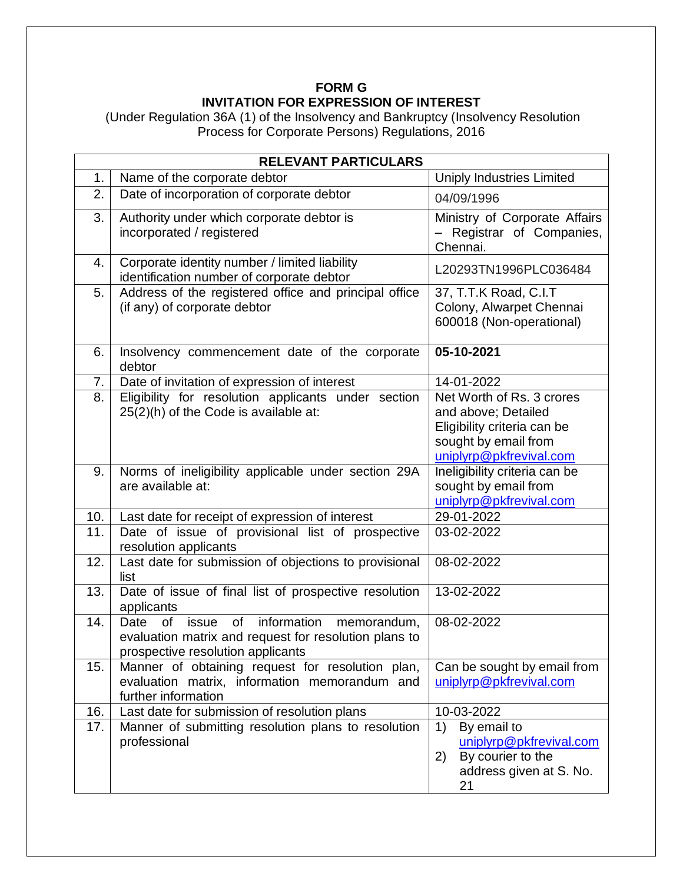# FORM G

## INVITATION FOR EXPRESSION OF INTEREST

(Under Regulation 36A (1) of the Insolvency and Bankruptcy (Insolvency Resolution Process for Corporate Persons) Regulations, 2016

| RELEVANT PARTICULARS | | |
|---|---|---|
| 1. | Name of the corporate debtor | Uniply Industries Limited |
| 2. | Date of incorporation of corporate debtor | 04/09/1996 |
| 3. | Authority under which corporate debtor is incorporated / registered | Ministry of Corporate Affairs – Registrar of Companies, Chennai. |
| 4. | Corporate identity number / limited liability identification number of corporate debtor | L20293TN1996PLC036484 |
| 5. | Address of the registered office and principal office (if any) of corporate debtor | 37, T.T.K Road, C.I.T Colony, Alwarpet Chennai 600018 (Non-operational) |
| 6. | Insolvency commencement date of the corporate debtor | **05-10-2021** |
| 7. | Date of invitation of expression of interest | 14-01-2022 |
| 8. | Eligibility for resolution applicants under section 25(2)(h) of the Code is available at: | Net Worth of Rs. 3 crores and above; Detailed Eligibility criteria can be sought by email from uniplyrp@pkfrevival.com |
| 9. | Norms of ineligibility applicable under section 29A are available at: | Ineligibility criteria can be sought by email from uniplyrp@pkfrevival.com |
| 10. | Last date for receipt of expression of interest | 29-01-2022 |
| 11. | Date of issue of provisional list of prospective resolution applicants | 03-02-2022 |
| 12. | Last date for submission of objections to provisional list | 08-02-2022 |
| 13. | Date of issue of final list of prospective resolution applicants | 13-02-2022 |
| 14. | Date of issue of information memorandum, evaluation matrix and request for resolution plans to prospective resolution applicants | 08-02-2022 |
| 15. | Manner of obtaining request for resolution plan, evaluation matrix, information memorandum and further information | Can be sought by email from uniplyrp@pkfrevival.com |
| 16. | Last date for submission of resolution plans | 10-03-2022 |
| 17. | Manner of submitting resolution plans to resolution professional | 1) By email to uniplyrp@pkfrevival.com 2) By courier to the address given at S. No. 21 |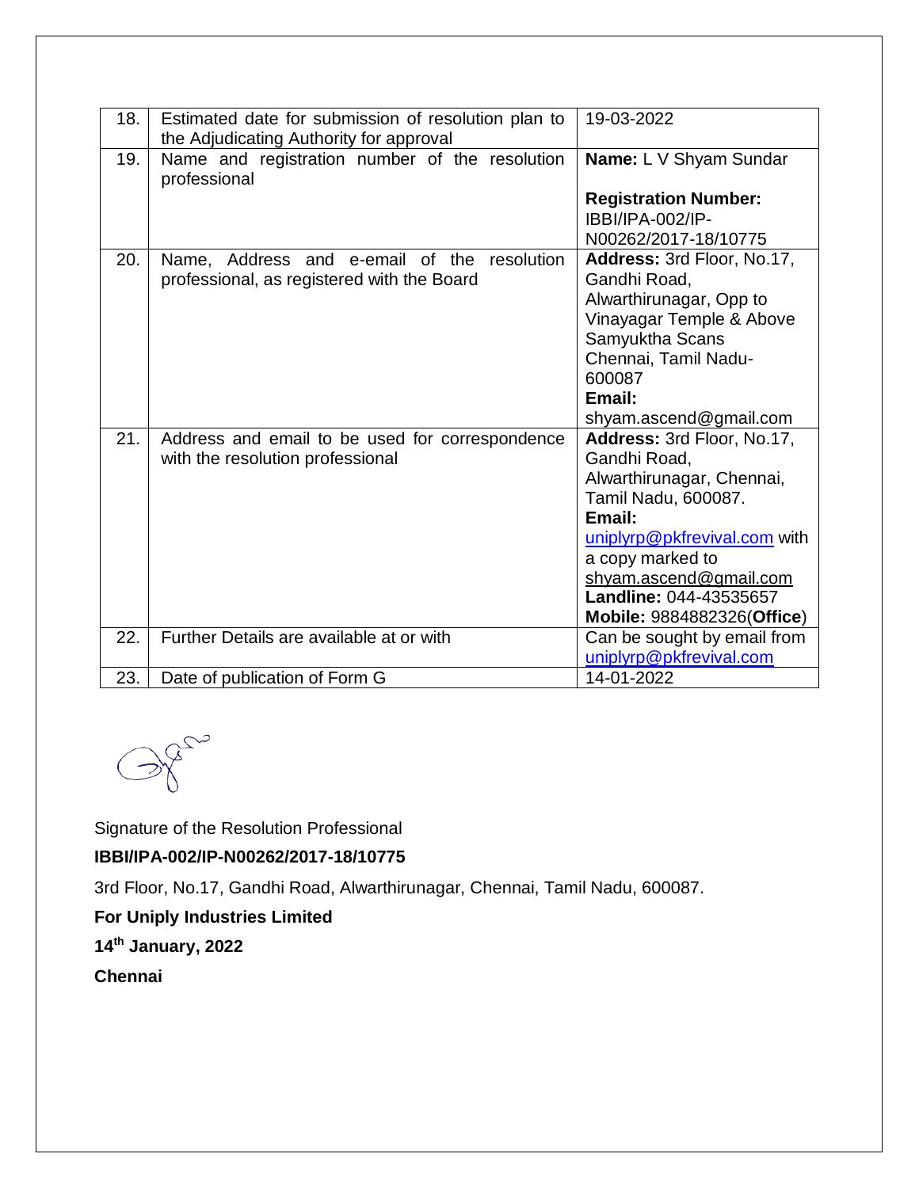| | | |
|---|---|---|
| 18. | Estimated date for submission of resolution plan to the Adjudicating Authority for approval | 19-03-2022 |
| 19. | Name and registration number of the resolution professional | **Name:** L V Shyam Sundar<br><br>**Registration Number:** IBBI/IPA-002/IP-N00262/2017-18/10775 |
| 20. | Name, Address and e-email of the resolution professional, as registered with the Board | **Address:** 3rd Floor, No.17, Gandhi Road, Alwarthirunagar, Opp to Vinayagar Temple & Above Samyuktha Scans Chennai, Tamil Nadu-600087<br>**Email:** shyam.ascend@gmail.com |
| 21. | Address and email to be used for correspondence with the resolution professional | **Address:** 3rd Floor, No.17, Gandhi Road, Alwarthirunagar, Chennai, Tamil Nadu, 600087.<br>**Email:** uniplyrp@pkfrevival.com with a copy marked to shyam.ascend@gmail.com<br>**Landline:** 044-43535657<br>**Mobile:** 9884882326(**Office**) |
| 22. | Further Details are available at or with | Can be sought by email from uniplyrp@pkfrevival.com |
| 23. | Date of publication of Form G | 14-01-2022 |

Signature of the Resolution Professional

**IBBI/IPA-002/IP-N00262/2017-18/10775**

3rd Floor, No.17, Gandhi Road, Alwarthirunagar, Chennai, Tamil Nadu, 600087.

**For Uniply Industries Limited**

**14th January, 2022**

**Chennai**